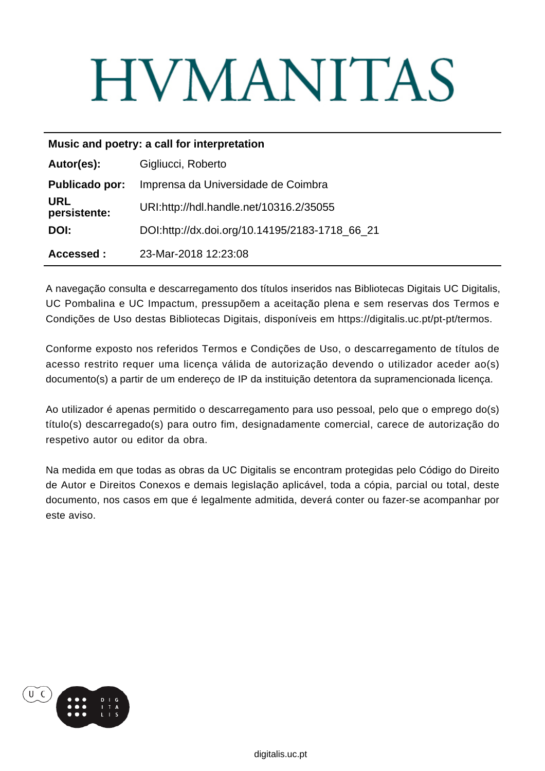# HVMANITAS

| Music and poetry: a call for interpretation | |
|---|---|
| **Autor(es):** | Gigliucci, Roberto |
| **Publicado por:** | Imprensa da Universidade de Coimbra |
| **URL persistente:** | URI:http://hdl.handle.net/10316.2/35055 |
| **DOI:** | DOI:http://dx.doi.org/10.14195/2183-1718_66_21 |
| **Accessed :** | 23-Mar-2018 12:23:08 |

A navegação consulta e descarregamento dos títulos inseridos nas Bibliotecas Digitais UC Digitalis, UC Pombalina e UC Impactum, pressupõem a aceitação plena e sem reservas dos Termos e Condições de Uso destas Bibliotecas Digitais, disponíveis em https://digitalis.uc.pt/pt-pt/termos.

Conforme exposto nos referidos Termos e Condições de Uso, o descarregamento de títulos de acesso restrito requer uma licença válida de autorização devendo o utilizador aceder ao(s) documento(s) a partir de um endereço de IP da instituição detentora da supramencionada licença.

Ao utilizador é apenas permitido o descarregamento para uso pessoal, pelo que o emprego do(s) título(s) descarregado(s) para outro fim, designadamente comercial, carece de autorização do respetivo autor ou editor da obra.

Na medida em que todas as obras da UC Digitalis se encontram protegidas pelo Código do Direito de Autor e Direitos Conexos e demais legislação aplicável, toda a cópia, parcial ou total, deste documento, nos casos em que é legalmente admitida, deverá conter ou fazer-se acompanhar por este aviso.

digitalis.uc.pt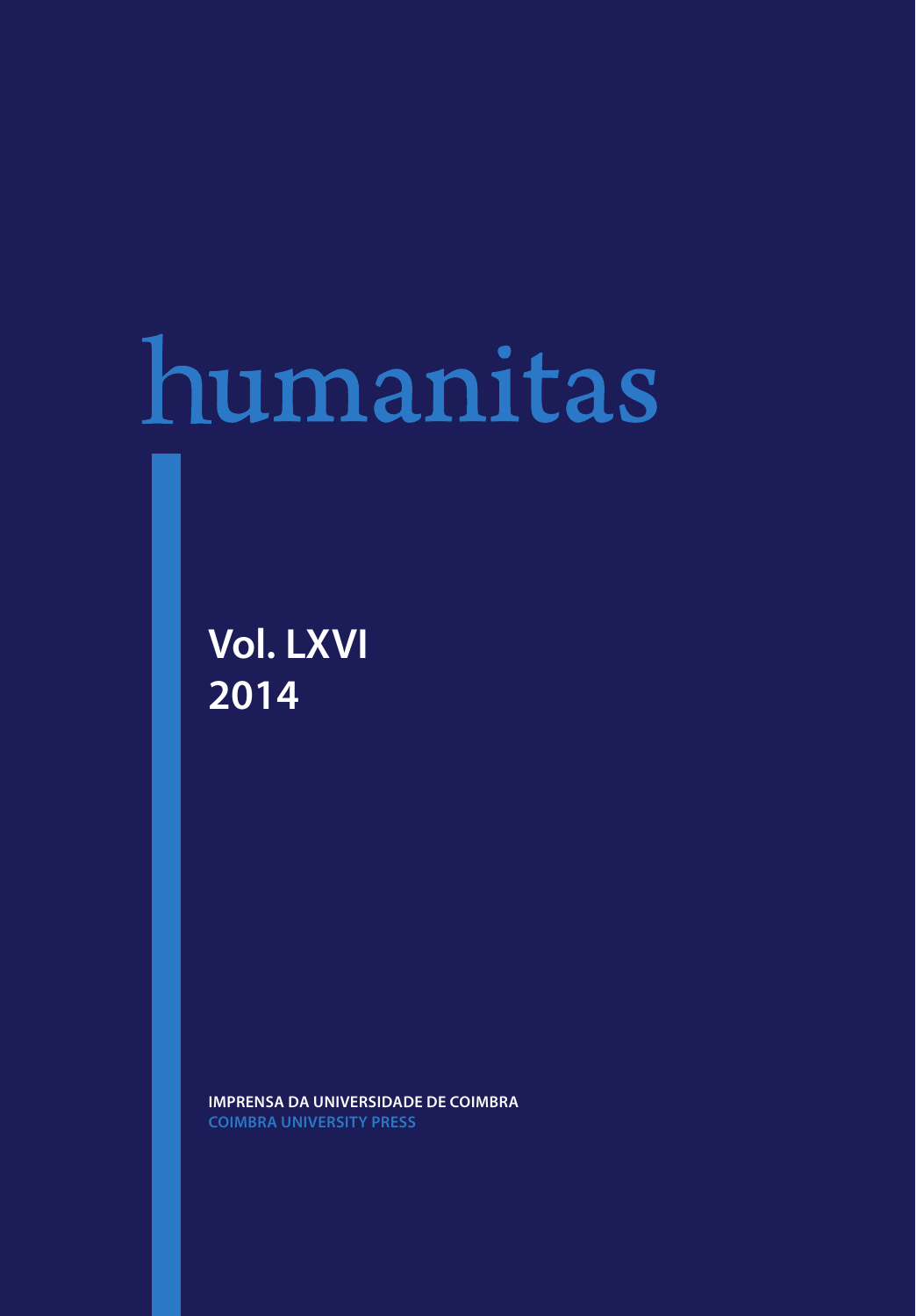# humanitas

**Vol. LXVI**
**2014**

**IMPRENSA DA UNIVERSIDADE DE COIMBRA**
**COIMBRA UNIVERSITY PRESS**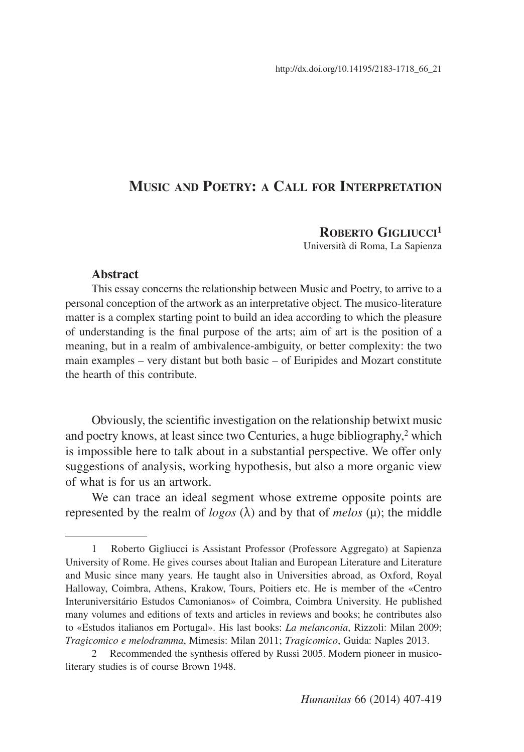http://dx.doi.org/10.14195/2183-1718_66_21

# Music and Poetry: a Call for Interpretation

**Roberto Gigliucci**[1]
Università di Roma, La Sapienza

### Abstract

This essay concerns the relationship between Music and Poetry, to arrive to a personal conception of the artwork as an interpretative object. The musico-literature matter is a complex starting point to build an idea according to which the pleasure of understanding is the final purpose of the arts; aim of art is the position of a meaning, but in a realm of ambivalence-ambiguity, or better complexity: the two main examples – very distant but both basic – of Euripides and Mozart constitute the hearth of this contribute.

Obviously, the scientific investigation on the relationship betwixt music and poetry knows, at least since two Centuries, a huge bibliography,[2] which is impossible here to talk about in a substantial perspective. We offer only suggestions of analysis, working hypothesis, but also a more organic view of what is for us an artwork.

We can trace an ideal segment whose extreme opposite points are represented by the realm of *logos* (λ) and by that of *melos* (μ); the middle

---

1 Roberto Gigliucci is Assistant Professor (Professore Aggregato) at Sapienza University of Rome. He gives courses about Italian and European Literature and Literature and Music since many years. He taught also in Universities abroad, as Oxford, Royal Halloway, Coimbra, Athens, Krakow, Tours, Poitiers etc. He is member of the «Centro Interuniversitário Estudos Camonianos» of Coimbra, Coimbra University. He published many volumes and editions of texts and articles in reviews and books; he contributes also to «Estudos italianos em Portugal». His last books: *La melanconia*, Rizzoli: Milan 2009; *Tragicomico e melodramma*, Mimesis: Milan 2011; *Tragicomico*, Guida: Naples 2013.

2 Recommended the synthesis offered by Russi 2005. Modern pioneer in musico-literary studies is of course Brown 1948.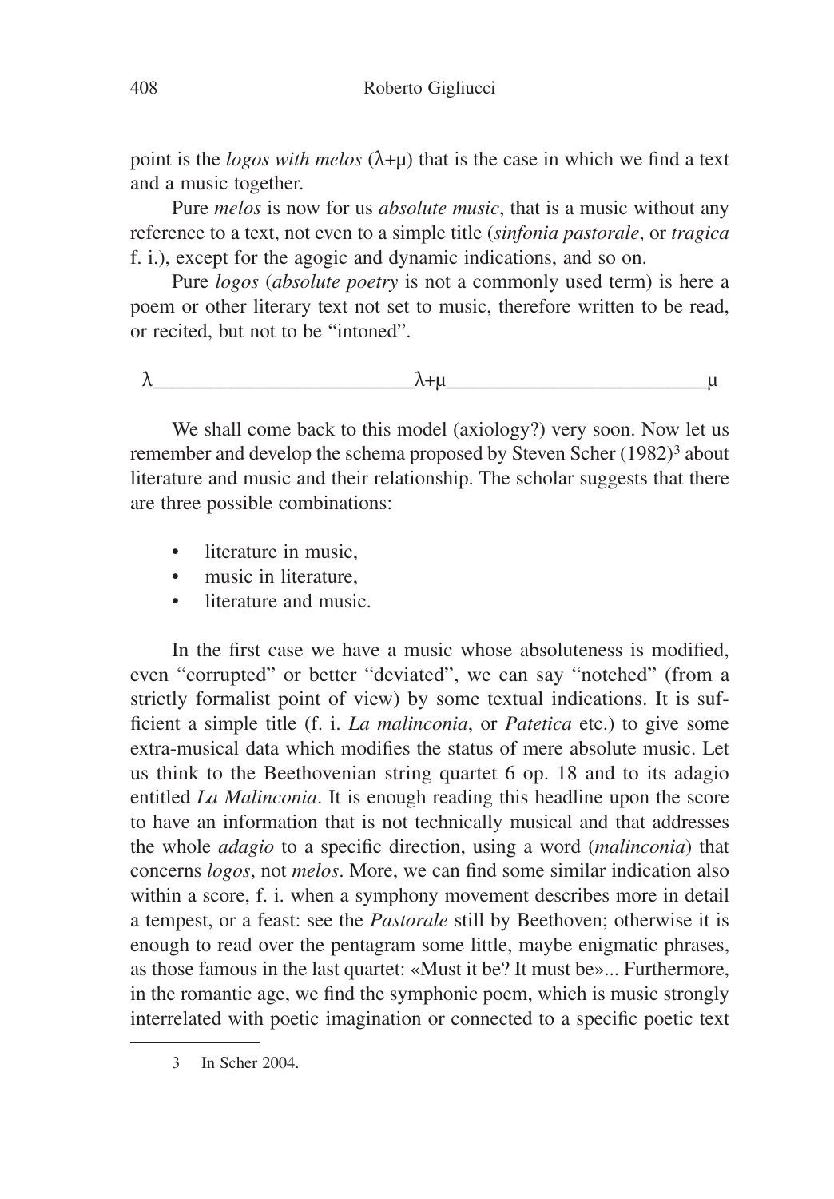point is the *logos with melos* (λ+μ) that is the case in which we find a text and a music together.

Pure *melos* is now for us *absolute music*, that is a music without any reference to a text, not even to a simple title (*sinfonia pastorale*, or *tragica* f. i.), except for the agogic and dynamic indications, and so on.

Pure *logos* (*absolute poetry* is not a commonly used term) is here a poem or other literary text not set to music, therefore written to be read, or recited, but not to be "intoned".

λ_________________________λ+μ_________________________μ

We shall come back to this model (axiology?) very soon. Now let us remember and develop the schema proposed by Steven Scher (1982)[3] about literature and music and their relationship. The scholar suggests that there are three possible combinations:

- literature in music,
- music in literature,
- literature and music.

In the first case we have a music whose absoluteness is modified, even "corrupted" or better "deviated", we can say "notched" (from a strictly formalist point of view) by some textual indications. It is sufficient a simple title (f. i. *La malinconia*, or *Patetica* etc.) to give some extra-musical data which modifies the status of mere absolute music. Let us think to the Beethovenian string quartet 6 op. 18 and to its adagio entitled *La Malinconia*. It is enough reading this headline upon the score to have an information that is not technically musical and that addresses the whole *adagio* to a specific direction, using a word (*malinconia*) that concerns *logos*, not *melos*. More, we can find some similar indication also within a score, f. i. when a symphony movement describes more in detail a tempest, or a feast: see the *Pastorale* still by Beethoven; otherwise it is enough to read over the pentagram some little, maybe enigmatic phrases, as those famous in the last quartet: «Must it be? It must be»... Furthermore, in the romantic age, we find the symphonic poem, which is music strongly interrelated with poetic imagination or connected to a specific poetic text

3 In Scher 2004.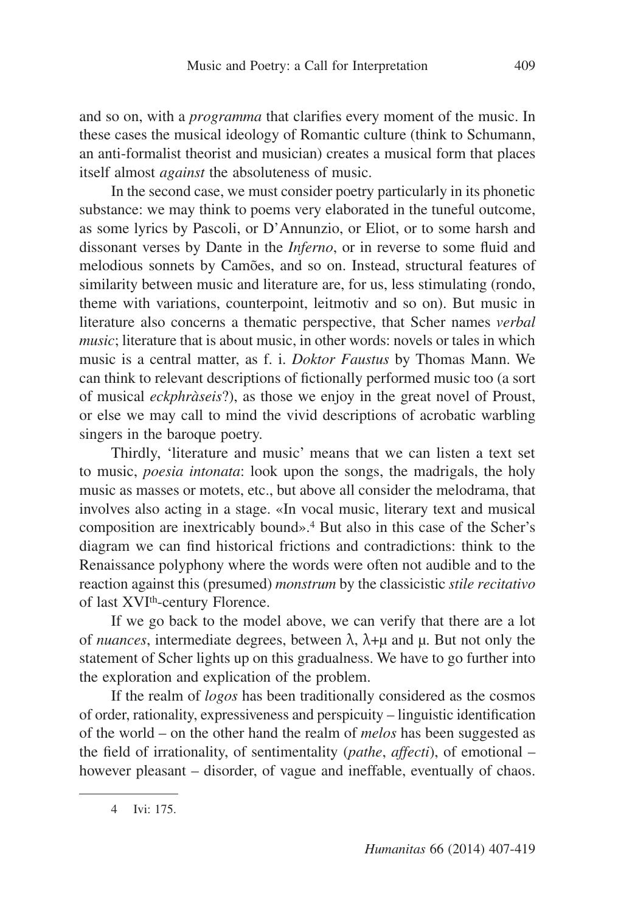and so on, with a *programma* that clarifies every moment of the music. In these cases the musical ideology of Romantic culture (think to Schumann, an anti-formalist theorist and musician) creates a musical form that places itself almost *against* the absoluteness of music.

In the second case, we must consider poetry particularly in its phonetic substance: we may think to poems very elaborated in the tuneful outcome, as some lyrics by Pascoli, or D'Annunzio, or Eliot, or to some harsh and dissonant verses by Dante in the *Inferno*, or in reverse to some fluid and melodious sonnets by Camões, and so on. Instead, structural features of similarity between music and literature are, for us, less stimulating (rondo, theme with variations, counterpoint, leitmotiv and so on). But music in literature also concerns a thematic perspective, that Scher names *verbal music*; literature that is about music, in other words: novels or tales in which music is a central matter, as f. i. *Doktor Faustus* by Thomas Mann. We can think to relevant descriptions of fictionally performed music too (a sort of musical *eckphràseis*?), as those we enjoy in the great novel of Proust, or else we may call to mind the vivid descriptions of acrobatic warbling singers in the baroque poetry.

Thirdly, 'literature and music' means that we can listen a text set to music, *poesia intonata*: look upon the songs, the madrigals, the holy music as masses or motets, etc., but above all consider the melodrama, that involves also acting in a stage. «In vocal music, literary text and musical composition are inextricably bound».[4] But also in this case of the Scher's diagram we can find historical frictions and contradictions: think to the Renaissance polyphony where the words were often not audible and to the reaction against this (presumed) *monstrum* by the classicistic *stile recitativo* of last XVI[th]-century Florence.

If we go back to the model above, we can verify that there are a lot of *nuances*, intermediate degrees, between $\lambda$, $\lambda$+$\mu$ and $\mu$. But not only the statement of Scher lights up on this gradualness. We have to go further into the exploration and explication of the problem.

If the realm of *logos* has been traditionally considered as the cosmos of order, rationality, expressiveness and perspicuity – linguistic identification of the world – on the other hand the realm of *melos* has been suggested as the field of irrationality, of sentimentality (*pathe*, *affecti*), of emotional – however pleasant – disorder, of vague and ineffable, eventually of chaos.

---

4 Ivi: 175.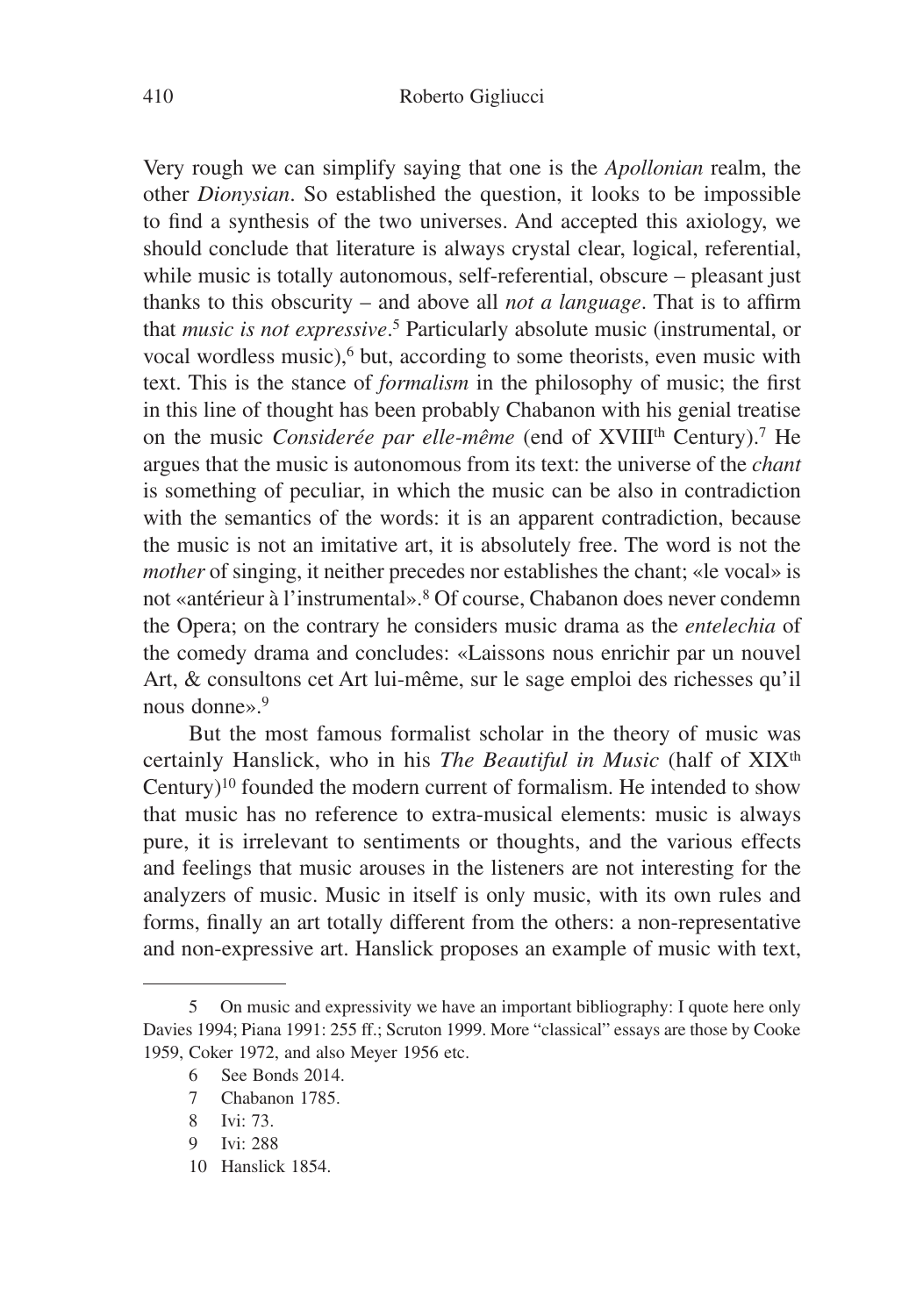Very rough we can simplify saying that one is the *Apollonian* realm, the other *Dionysian*. So established the question, it looks to be impossible to find a synthesis of the two universes. And accepted this axiology, we should conclude that literature is always crystal clear, logical, referential, while music is totally autonomous, self-referential, obscure – pleasant just thanks to this obscurity – and above all *not a language*. That is to affirm that *music is not expressive*.[5] Particularly absolute music (instrumental, or vocal wordless music),[6] but, according to some theorists, even music with text. This is the stance of *formalism* in the philosophy of music; the first in this line of thought has been probably Chabanon with his genial treatise on the music *Considerée par elle-même* (end of XVIII$^{th}$ Century).[7] He argues that the music is autonomous from its text: the universe of the *chant* is something of peculiar, in which the music can be also in contradiction with the semantics of the words: it is an apparent contradiction, because the music is not an imitative art, it is absolutely free. The word is not the *mother* of singing, it neither precedes nor establishes the chant; «le vocal» is not «antérieur à l'instrumental».[8] Of course, Chabanon does never condemn the Opera; on the contrary he considers music drama as the *entelechia* of the comedy drama and concludes: «Laissons nous enrichir par un nouvel Art, & consultons cet Art lui-même, sur le sage emploi des richesses qu'il nous donne».[9]

But the most famous formalist scholar in the theory of music was certainly Hanslick, who in his *The Beautiful in Music* (half of XIX$^{th}$ Century)[10] founded the modern current of formalism. He intended to show that music has no reference to extra-musical elements: music is always pure, it is irrelevant to sentiments or thoughts, and the various effects and feelings that music arouses in the listeners are not interesting for the analyzers of music. Music in itself is only music, with its own rules and forms, finally an art totally different from the others: a non-representative and non-expressive art. Hanslick proposes an example of music with text,

---

5 On music and expressivity we have an important bibliography: I quote here only Davies 1994; Piana 1991: 255 ff.; Scruton 1999. More "classical" essays are those by Cooke 1959, Coker 1972, and also Meyer 1956 etc.

6 See Bonds 2014.

7 Chabanon 1785.

8 Ivi: 73.

9 Ivi: 288

10 Hanslick 1854.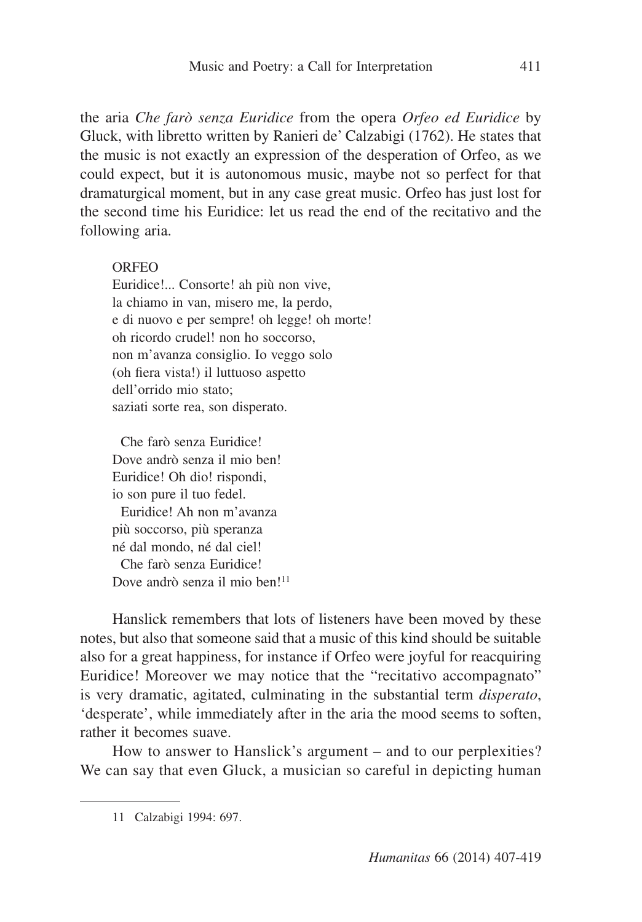the aria *Che farò senza Euridice* from the opera *Orfeo ed Euridice* by Gluck, with libretto written by Ranieri de' Calzabigi (1762). He states that the music is not exactly an expression of the desperation of Orfeo, as we could expect, but it is autonomous music, maybe not so perfect for that dramaturgical moment, but in any case great music. Orfeo has just lost for the second time his Euridice: let us read the end of the recitativo and the following aria.

> ORFEO
> Euridice!... Consorte! ah più non vive,
> la chiamo in van, misero me, la perdo,
> e di nuovo e per sempre! oh legge! oh morte!
> oh ricordo crudel! non ho soccorso,
> non m'avanza consiglio. Io veggo solo
> (oh fiera vista!) il luttuoso aspetto
> dell'orrido mio stato;
> saziati sorte rea, son disperato.
>
> Che farò senza Euridice!
> Dove andrò senza il mio ben!
> Euridice! Oh dio! rispondi,
> io son pure il tuo fedel.
> Euridice! Ah non m'avanza
> più soccorso, più speranza
> né dal mondo, né dal ciel!
> Che farò senza Euridice!
> Dove andrò senza il mio ben![11]

Hanslick remembers that lots of listeners have been moved by these notes, but also that someone said that a music of this kind should be suitable also for a great happiness, for instance if Orfeo were joyful for reacquiring Euridice! Moreover we may notice that the "recitativo accompagnato" is very dramatic, agitated, culminating in the substantial term *disperato*, 'desperate', while immediately after in the aria the mood seems to soften, rather it becomes suave.

How to answer to Hanslick's argument – and to our perplexities? We can say that even Gluck, a musician so careful in depicting human

---

[11] Calzabigi 1994: 697.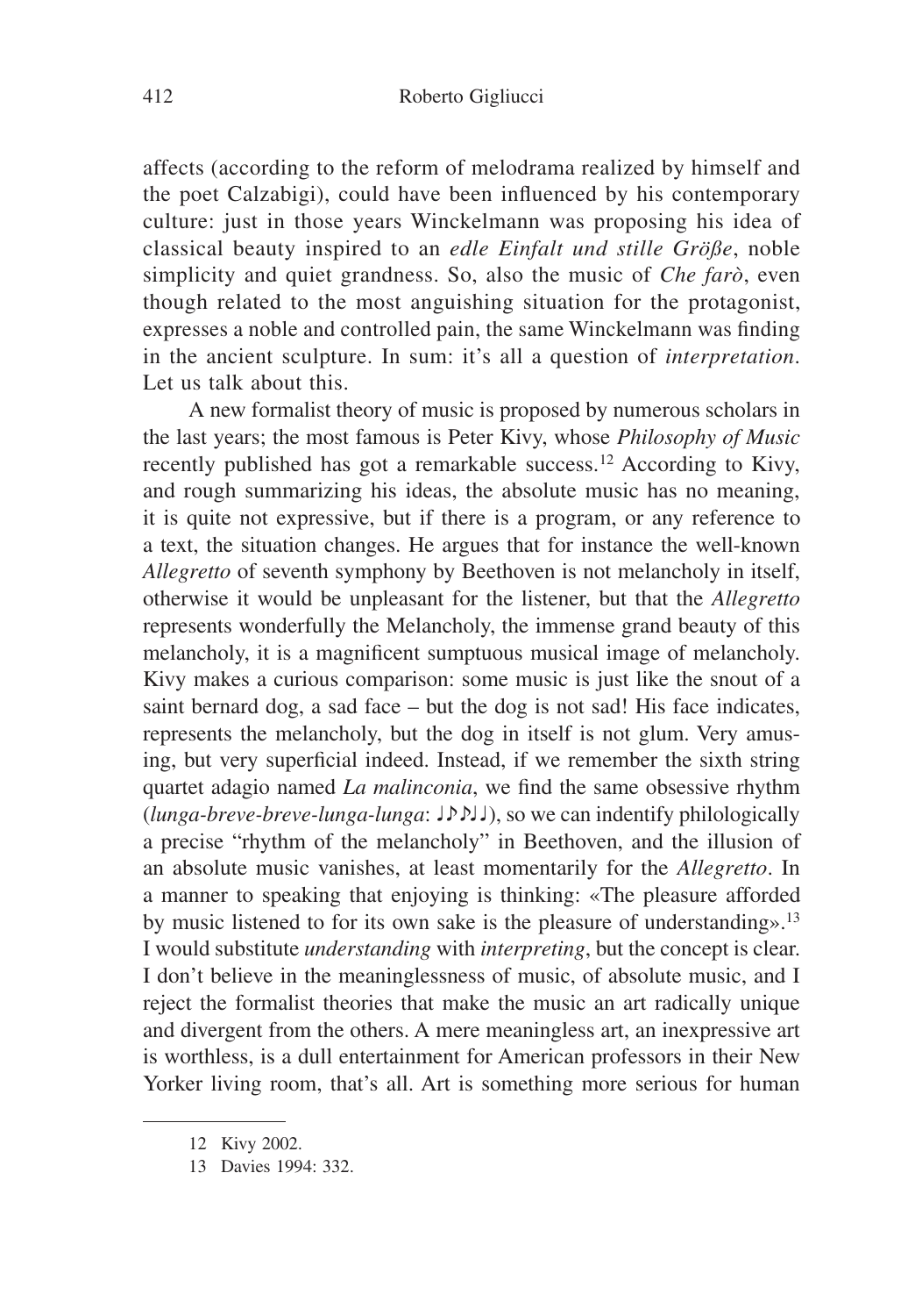affects (according to the reform of melodrama realized by himself and the poet Calzabigi), could have been influenced by his contemporary culture: just in those years Winckelmann was proposing his idea of classical beauty inspired to an *edle Einfalt und stille Größe*, noble simplicity and quiet grandness. So, also the music of *Che farò*, even though related to the most anguishing situation for the protagonist, expresses a noble and controlled pain, the same Winckelmann was finding in the ancient sculpture. In sum: it's all a question of *interpretation*. Let us talk about this.

A new formalist theory of music is proposed by numerous scholars in the last years; the most famous is Peter Kivy, whose *Philosophy of Music* recently published has got a remarkable success.[12] According to Kivy, and rough summarizing his ideas, the absolute music has no meaning, it is quite not expressive, but if there is a program, or any reference to a text, the situation changes. He argues that for instance the well-known *Allegretto* of seventh symphony by Beethoven is not melancholy in itself, otherwise it would be unpleasant for the listener, but that the *Allegretto* represents wonderfully the Melancholy, the immense grand beauty of this melancholy, it is a magnificent sumptuous musical image of melancholy. Kivy makes a curious comparison: some music is just like the snout of a saint bernard dog, a sad face – but the dog is not sad! His face indicates, represents the melancholy, but the dog in itself is not glum. Very amusing, but very superficial indeed. Instead, if we remember the sixth string quartet adagio named *La malinconia*, we find the same obsessive rhythm (*lunga-breve-breve-lunga-lunga*: ♩♪♪♩♩), so we can indentify philologically a precise "rhythm of the melancholy" in Beethoven, and the illusion of an absolute music vanishes, at least momentarily for the *Allegretto*. In a manner to speaking that enjoying is thinking: «The pleasure afforded by music listened to for its own sake is the pleasure of understanding».[13] I would substitute *understanding* with *interpreting*, but the concept is clear. I don't believe in the meaninglessness of music, of absolute music, and I reject the formalist theories that make the music an art radically unique and divergent from the others. A mere meaningless art, an inexpressive art is worthless, is a dull entertainment for American professors in their New Yorker living room, that's all. Art is something more serious for human

12 Kivy 2002.

13 Davies 1994: 332.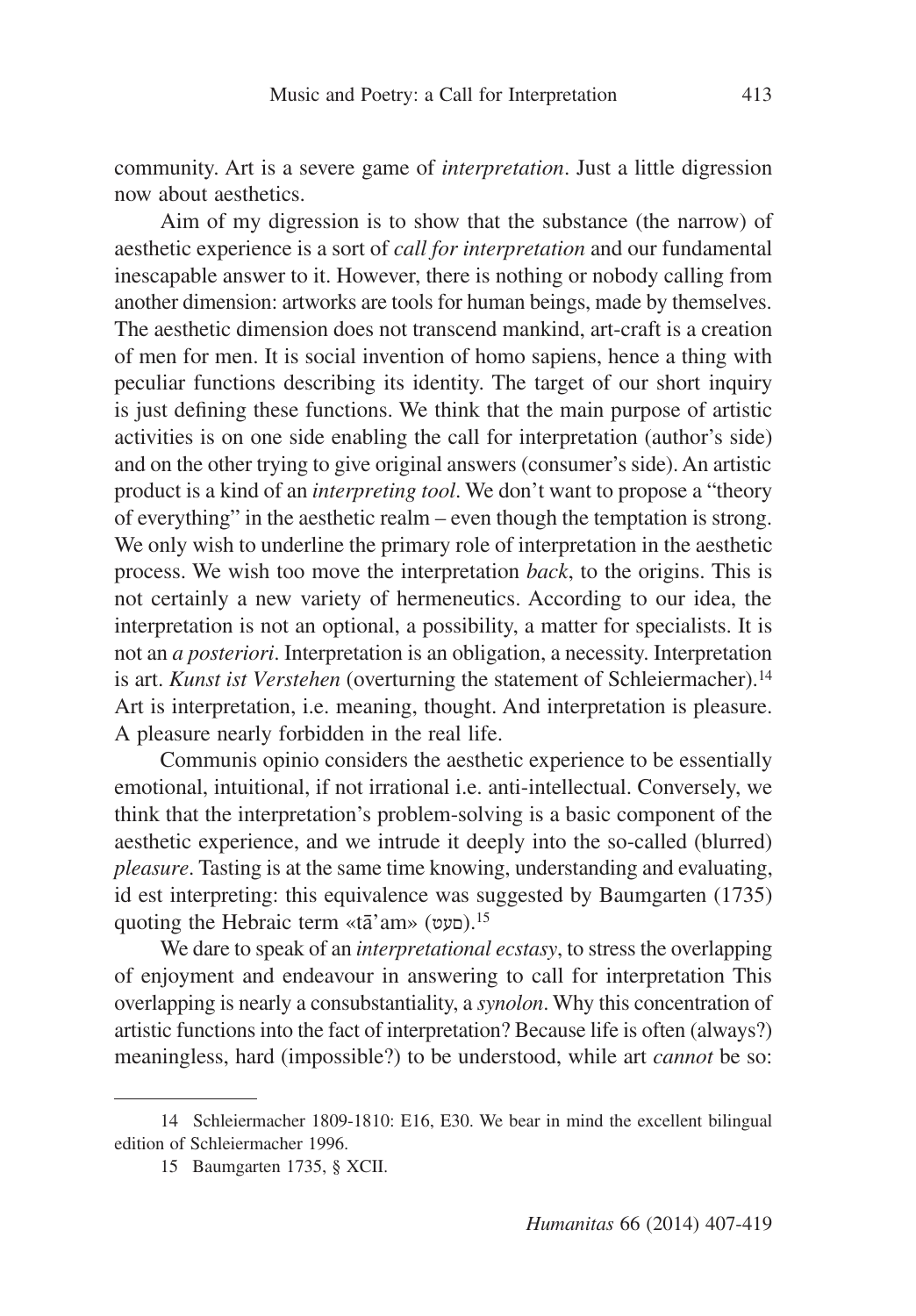community. Art is a severe game of *interpretation*. Just a little digression now about aesthetics.

Aim of my digression is to show that the substance (the narrow) of aesthetic experience is a sort of *call for interpretation* and our fundamental inescapable answer to it. However, there is nothing or nobody calling from another dimension: artworks are tools for human beings, made by themselves. The aesthetic dimension does not transcend mankind, art-craft is a creation of men for men. It is social invention of homo sapiens, hence a thing with peculiar functions describing its identity. The target of our short inquiry is just defining these functions. We think that the main purpose of artistic activities is on one side enabling the call for interpretation (author's side) and on the other trying to give original answers (consumer's side). An artistic product is a kind of an *interpreting tool*. We don't want to propose a "theory of everything" in the aesthetic realm – even though the temptation is strong. We only wish to underline the primary role of interpretation in the aesthetic process. We wish too move the interpretation *back*, to the origins. This is not certainly a new variety of hermeneutics. According to our idea, the interpretation is not an optional, a possibility, a matter for specialists. It is not an *a posteriori*. Interpretation is an obligation, a necessity. Interpretation is art. *Kunst ist Verstehen* (overturning the statement of Schleiermacher).[14] Art is interpretation, i.e. meaning, thought. And interpretation is pleasure. A pleasure nearly forbidden in the real life.

Communis opinio considers the aesthetic experience to be essentially emotional, intuitional, if not irrational i.e. anti-intellectual. Conversely, we think that the interpretation's problem-solving is a basic component of the aesthetic experience, and we intrude it deeply into the so-called (blurred) *pleasure*. Tasting is at the same time knowing, understanding and evaluating, id est interpreting: this equivalence was suggested by Baumgarten (1735) quoting the Hebraic term «tā'am» (טעם).[15]

We dare to speak of an *interpretational ecstasy*, to stress the overlapping of enjoyment and endeavour in answering to call for interpretation This overlapping is nearly a consubstantiality, a *synolon*. Why this concentration of artistic functions into the fact of interpretation? Because life is often (always?) meaningless, hard (impossible?) to be understood, while art *cannot* be so:

---

14 Schleiermacher 1809-1810: E16, E30. We bear in mind the excellent bilingual edition of Schleiermacher 1996.

15 Baumgarten 1735, § XCII.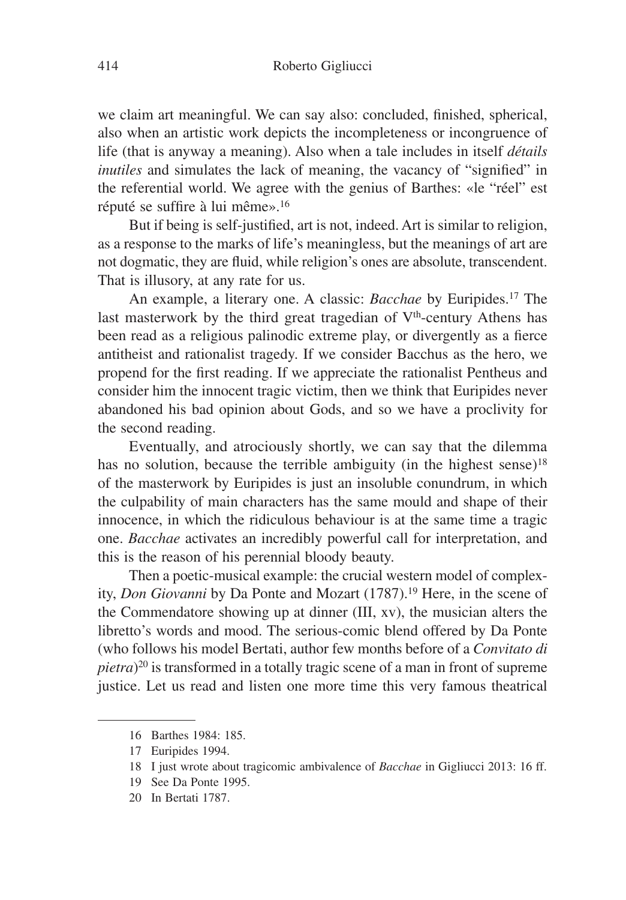we claim art meaningful. We can say also: concluded, finished, spherical, also when an artistic work depicts the incompleteness or incongruence of life (that is anyway a meaning). Also when a tale includes in itself *détails inutiles* and simulates the lack of meaning, the vacancy of "signified" in the referential world. We agree with the genius of Barthes: «le "réel" est réputé se suffire à lui même».[16]

But if being is self-justified, art is not, indeed. Art is similar to religion, as a response to the marks of life's meaningless, but the meanings of art are not dogmatic, they are fluid, while religion's ones are absolute, transcendent. That is illusory, at any rate for us.

An example, a literary one. A classic: *Bacchae* by Euripides.[17] The last masterwork by the third great tragedian of V$^{th}$-century Athens has been read as a religious palinodic extreme play, or divergently as a fierce antitheist and rationalist tragedy. If we consider Bacchus as the hero, we propend for the first reading. If we appreciate the rationalist Pentheus and consider him the innocent tragic victim, then we think that Euripides never abandoned his bad opinion about Gods, and so we have a proclivity for the second reading.

Eventually, and atrociously shortly, we can say that the dilemma has no solution, because the terrible ambiguity (in the highest sense)[18] of the masterwork by Euripides is just an insoluble conundrum, in which the culpability of main characters has the same mould and shape of their innocence, in which the ridiculous behaviour is at the same time a tragic one. *Bacchae* activates an incredibly powerful call for interpretation, and this is the reason of his perennial bloody beauty.

Then a poetic-musical example: the crucial western model of complexity, *Don Giovanni* by Da Ponte and Mozart (1787).[19] Here, in the scene of the Commendatore showing up at dinner (III, xv), the musician alters the libretto's words and mood. The serious-comic blend offered by Da Ponte (who follows his model Bertati, author few months before of a *Convitato di pietra*)[20] is transformed in a totally tragic scene of a man in front of supreme justice. Let us read and listen one more time this very famous theatrical

16 Barthes 1984: 185.

17 Euripides 1994.

18 I just wrote about tragicomic ambivalence of *Bacchae* in Gigliucci 2013: 16 ff.

19 See Da Ponte 1995.

20 In Bertati 1787.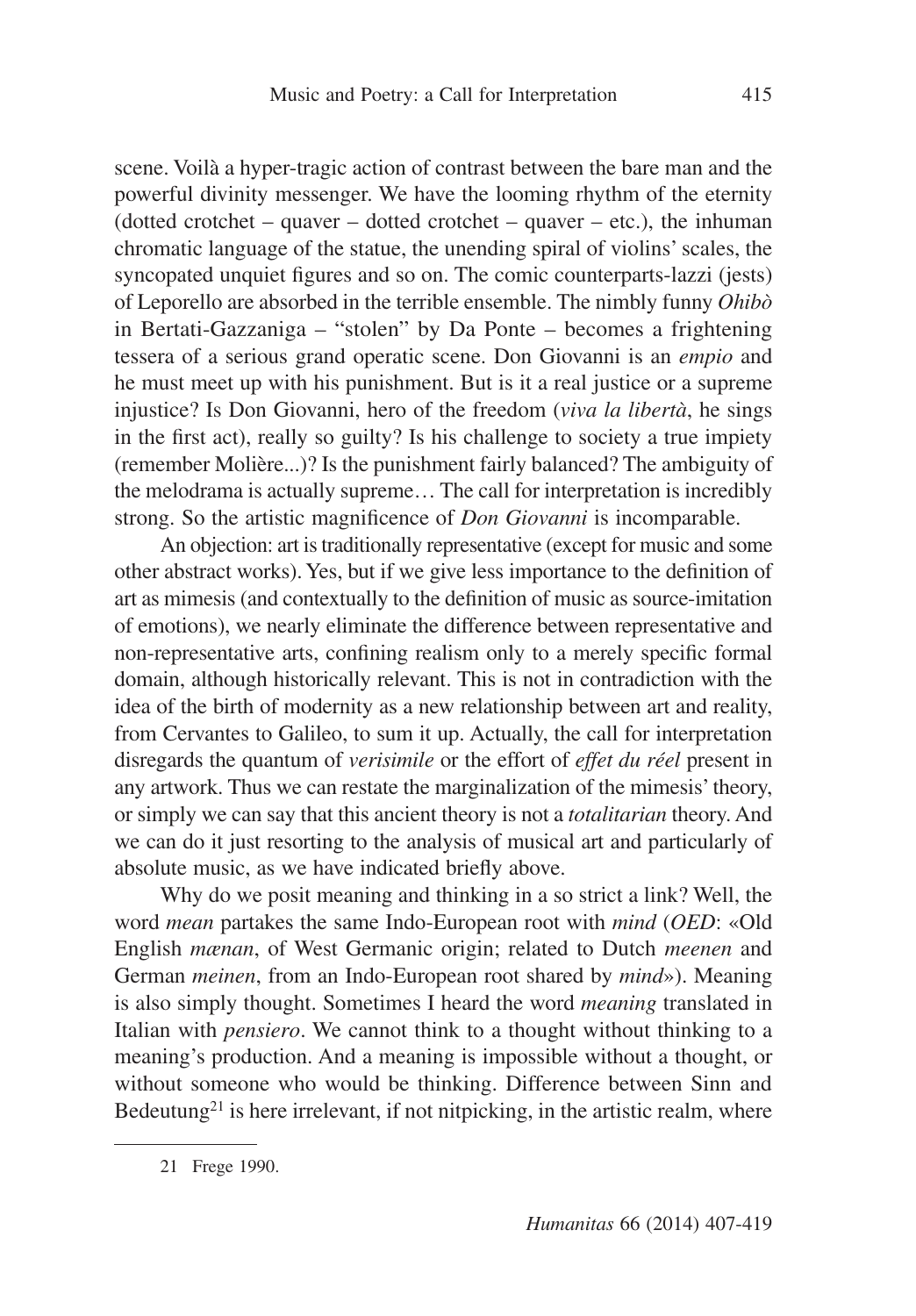scene. Voilà a hyper-tragic action of contrast between the bare man and the powerful divinity messenger. We have the looming rhythm of the eternity (dotted crotchet – quaver – dotted crotchet – quaver – etc.), the inhuman chromatic language of the statue, the unending spiral of violins' scales, the syncopated unquiet figures and so on. The comic counterparts-lazzi (jests) of Leporello are absorbed in the terrible ensemble. The nimbly funny *Ohibò* in Bertati-Gazzaniga – "stolen" by Da Ponte – becomes a frightening tessera of a serious grand operatic scene. Don Giovanni is an *empio* and he must meet up with his punishment. But is it a real justice or a supreme injustice? Is Don Giovanni, hero of the freedom (*viva la libertà*, he sings in the first act), really so guilty? Is his challenge to society a true impiety (remember Molière...)? Is the punishment fairly balanced? The ambiguity of the melodrama is actually supreme… The call for interpretation is incredibly strong. So the artistic magnificence of *Don Giovanni* is incomparable.

An objection: art is traditionally representative (except for music and some other abstract works). Yes, but if we give less importance to the definition of art as mimesis (and contextually to the definition of music as source-imitation of emotions), we nearly eliminate the difference between representative and non-representative arts, confining realism only to a merely specific formal domain, although historically relevant. This is not in contradiction with the idea of the birth of modernity as a new relationship between art and reality, from Cervantes to Galileo, to sum it up. Actually, the call for interpretation disregards the quantum of *verisimile* or the effort of *effet du réel* present in any artwork. Thus we can restate the marginalization of the mimesis' theory, or simply we can say that this ancient theory is not a *totalitarian* theory. And we can do it just resorting to the analysis of musical art and particularly of absolute music, as we have indicated briefly above.

Why do we posit meaning and thinking in a so strict a link? Well, the word *mean* partakes the same Indo-European root with *mind* (*OED*: «Old English *mænan*, of West Germanic origin; related to Dutch *meenen* and German *meinen*, from an Indo-European root shared by *mind*»). Meaning is also simply thought. Sometimes I heard the word *meaning* translated in Italian with *pensiero*. We cannot think to a thought without thinking to a meaning's production. And a meaning is impossible without a thought, or without someone who would be thinking. Difference between Sinn and Bedeutung[21] is here irrelevant, if not nitpicking, in the artistic realm, where

21 Frege 1990.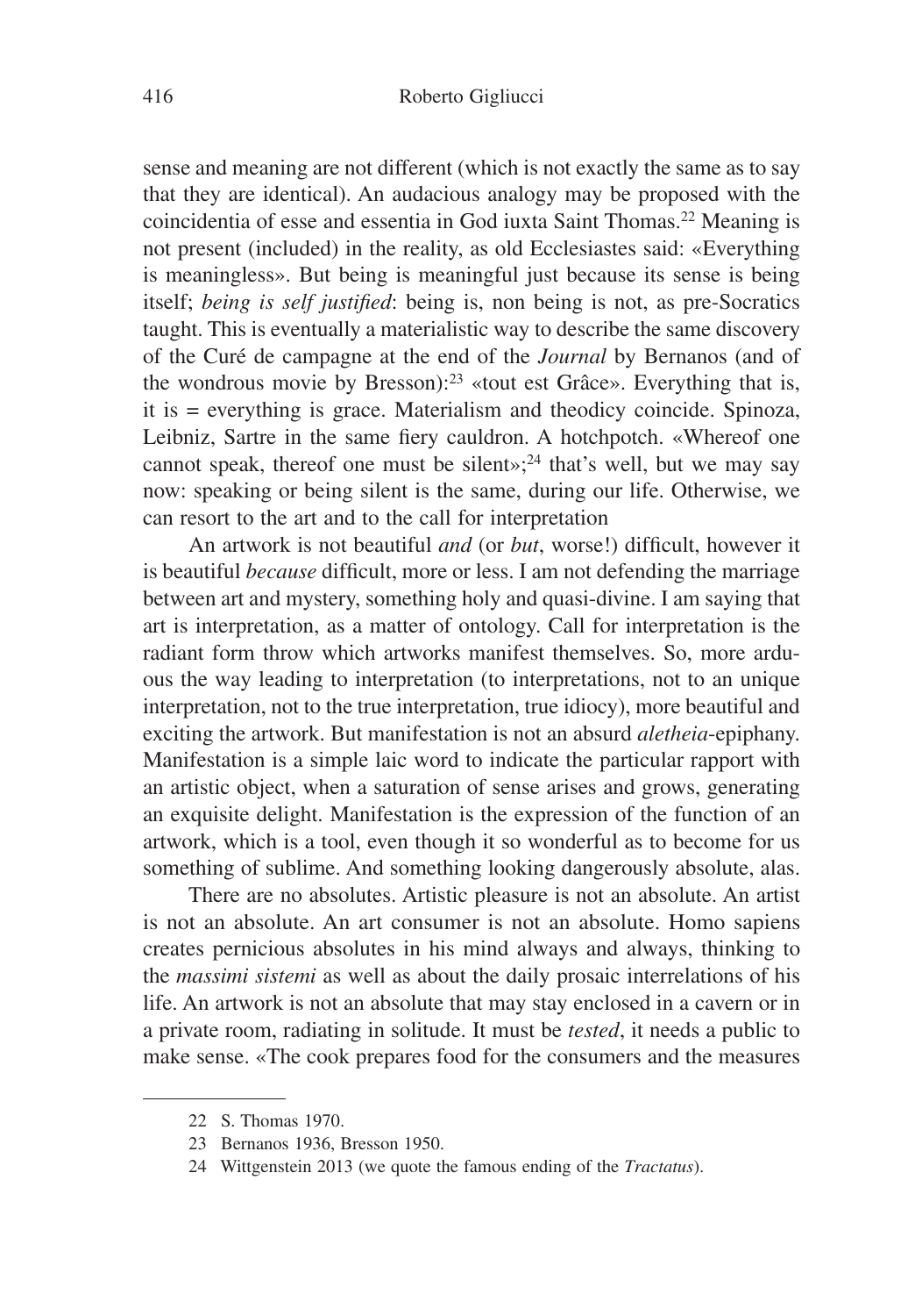sense and meaning are not different (which is not exactly the same as to say that they are identical). An audacious analogy may be proposed with the coincidentia of esse and essentia in God iuxta Saint Thomas.[22] Meaning is not present (included) in the reality, as old Ecclesiastes said: «Everything is meaningless». But being is meaningful just because its sense is being itself; *being is self justified*: being is, non being is not, as pre-Socratics taught. This is eventually a materialistic way to describe the same discovery of the Curé de campagne at the end of the *Journal* by Bernanos (and of the wondrous movie by Bresson):[23] «tout est Grâce». Everything that is, it is = everything is grace. Materialism and theodicy coincide. Spinoza, Leibniz, Sartre in the same fiery cauldron. A hotchpotch. «Whereof one cannot speak, thereof one must be silent»;[24] that's well, but we may say now: speaking or being silent is the same, during our life. Otherwise, we can resort to the art and to the call for interpretation

An artwork is not beautiful *and* (or *but*, worse!) difficult, however it is beautiful *because* difficult, more or less. I am not defending the marriage between art and mystery, something holy and quasi-divine. I am saying that art is interpretation, as a matter of ontology. Call for interpretation is the radiant form throw which artworks manifest themselves. So, more arduous the way leading to interpretation (to interpretations, not to an unique interpretation, not to the true interpretation, true idiocy), more beautiful and exciting the artwork. But manifestation is not an absurd *aletheia*-epiphany. Manifestation is a simple laic word to indicate the particular rapport with an artistic object, when a saturation of sense arises and grows, generating an exquisite delight. Manifestation is the expression of the function of an artwork, which is a tool, even though it so wonderful as to become for us something of sublime. And something looking dangerously absolute, alas.

There are no absolutes. Artistic pleasure is not an absolute. An artist is not an absolute. An art consumer is not an absolute. Homo sapiens creates pernicious absolutes in his mind always and always, thinking to the *massimi sistemi* as well as about the daily prosaic interrelations of his life. An artwork is not an absolute that may stay enclosed in a cavern or in a private room, radiating in solitude. It must be *tested*, it needs a public to make sense. «The cook prepares food for the consumers and the measures

---

22 S. Thomas 1970.

23 Bernanos 1936, Bresson 1950.

24 Wittgenstein 2013 (we quote the famous ending of the *Tractatus*).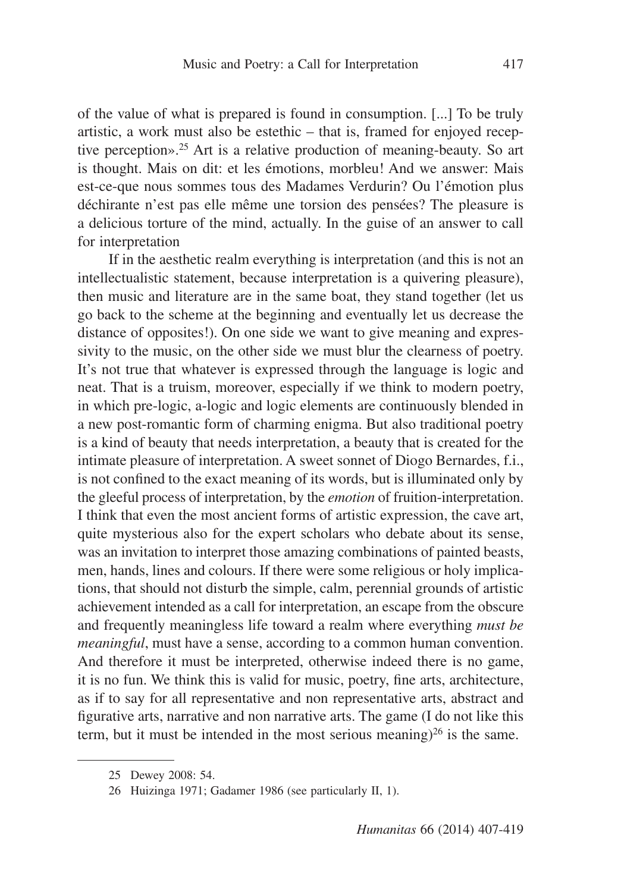of the value of what is prepared is found in consumption. [...] To be truly artistic, a work must also be estethic – that is, framed for enjoyed receptive perception».[25] Art is a relative production of meaning-beauty. So art is thought. Mais on dit: et les émotions, morbleu! And we answer: Mais est-ce-que nous sommes tous des Madames Verdurin? Ou l'émotion plus déchirante n'est pas elle même une torsion des pensées? The pleasure is a delicious torture of the mind, actually. In the guise of an answer to call for interpretation

If in the aesthetic realm everything is interpretation (and this is not an intellectualistic statement, because interpretation is a quivering pleasure), then music and literature are in the same boat, they stand together (let us go back to the scheme at the beginning and eventually let us decrease the distance of opposites!). On one side we want to give meaning and expressivity to the music, on the other side we must blur the clearness of poetry. It's not true that whatever is expressed through the language is logic and neat. That is a truism, moreover, especially if we think to modern poetry, in which pre-logic, a-logic and logic elements are continuously blended in a new post-romantic form of charming enigma. But also traditional poetry is a kind of beauty that needs interpretation, a beauty that is created for the intimate pleasure of interpretation. A sweet sonnet of Diogo Bernardes, f.i., is not confined to the exact meaning of its words, but is illuminated only by the gleeful process of interpretation, by the *emotion* of fruition-interpretation. I think that even the most ancient forms of artistic expression, the cave art, quite mysterious also for the expert scholars who debate about its sense, was an invitation to interpret those amazing combinations of painted beasts, men, hands, lines and colours. If there were some religious or holy implications, that should not disturb the simple, calm, perennial grounds of artistic achievement intended as a call for interpretation, an escape from the obscure and frequently meaningless life toward a realm where everything *must be meaningful*, must have a sense, according to a common human convention. And therefore it must be interpreted, otherwise indeed there is no game, it is no fun. We think this is valid for music, poetry, fine arts, architecture, as if to say for all representative and non representative arts, abstract and figurative arts, narrative and non narrative arts. The game (I do not like this term, but it must be intended in the most serious meaning)[26] is the same.

---

25 Dewey 2008: 54.

26 Huizinga 1971; Gadamer 1986 (see particularly II, 1).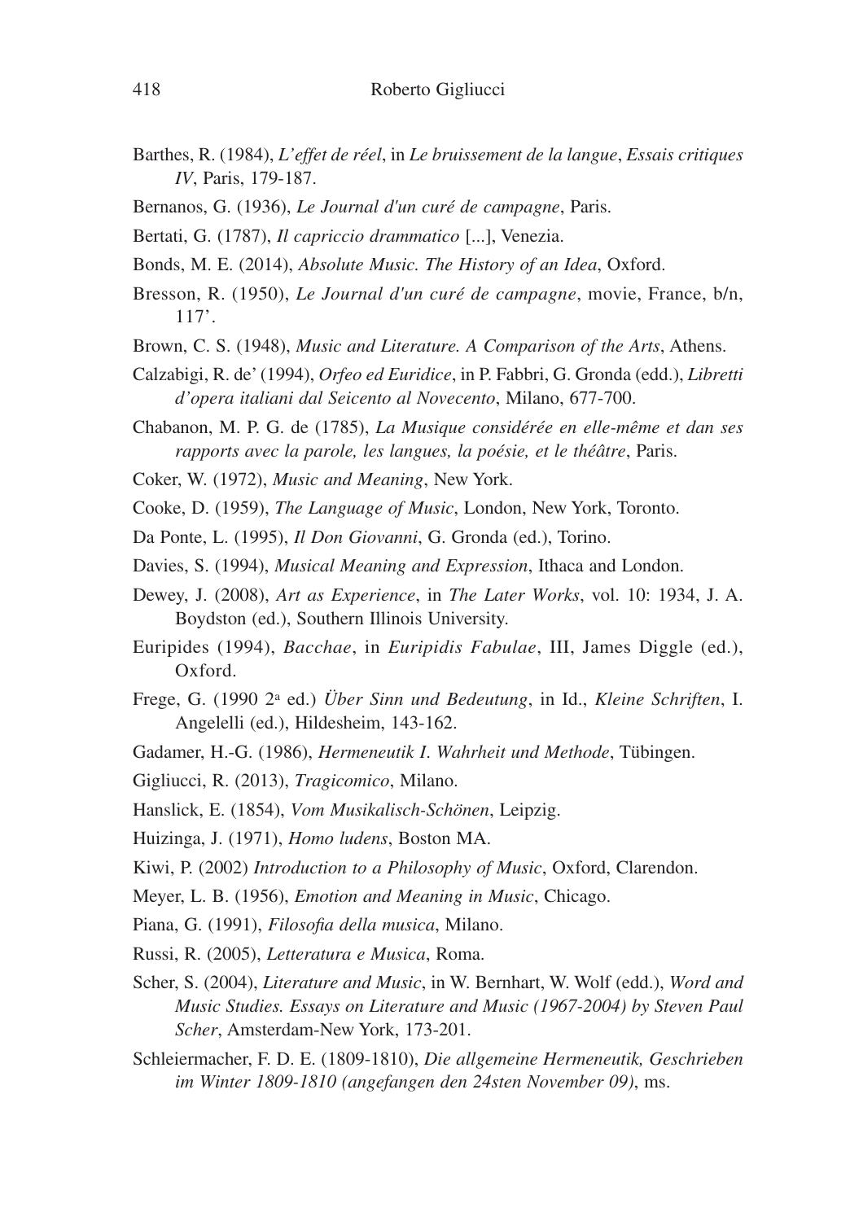Barthes, R. (1984), *L'effet de réel*, in *Le bruissement de la langue*, *Essais critiques IV*, Paris, 179-187.

Bernanos, G. (1936), *Le Journal d'un curé de campagne*, Paris.

Bertati, G. (1787), *Il capriccio drammatico* [...], Venezia.

Bonds, M. E. (2014), *Absolute Music. The History of an Idea*, Oxford.

Bresson, R. (1950), *Le Journal d'un curé de campagne*, movie, France, b/n, 117'.

Brown, C. S. (1948), *Music and Literature. A Comparison of the Arts*, Athens.

Calzabigi, R. de' (1994), *Orfeo ed Euridice*, in P. Fabbri, G. Gronda (edd.), *Libretti d'opera italiani dal Seicento al Novecento*, Milano, 677-700.

Chabanon, M. P. G. de (1785), *La Musique considérée en elle-même et dan ses rapports avec la parole, les langues, la poésie, et le théâtre*, Paris.

Coker, W. (1972), *Music and Meaning*, New York.

Cooke, D. (1959), *The Language of Music*, London, New York, Toronto.

Da Ponte, L. (1995), *Il Don Giovanni*, G. Gronda (ed.), Torino.

Davies, S. (1994), *Musical Meaning and Expression*, Ithaca and London.

Dewey, J. (2008), *Art as Experience*, in *The Later Works*, vol. 10: 1934, J. A. Boydston (ed.), Southern Illinois University.

Euripides (1994), *Bacchae*, in *Euripidis Fabulae*, III, James Diggle (ed.), Oxford.

Frege, G. (1990 2a ed.) *Über Sinn und Bedeutung*, in Id., *Kleine Schriften*, I. Angelelli (ed.), Hildesheim, 143-162.

Gadamer, H.-G. (1986), *Hermeneutik I. Wahrheit und Methode*, Tübingen.

Gigliucci, R. (2013), *Tragicomico*, Milano.

Hanslick, E. (1854), *Vom Musikalisch-Schönen*, Leipzig.

Huizinga, J. (1971), *Homo ludens*, Boston MA.

Kiwi, P. (2002) *Introduction to a Philosophy of Music*, Oxford, Clarendon.

Meyer, L. B. (1956), *Emotion and Meaning in Music*, Chicago.

Piana, G. (1991), *Filosofia della musica*, Milano.

Russi, R. (2005), *Letteratura e Musica*, Roma.

Scher, S. (2004), *Literature and Music*, in W. Bernhart, W. Wolf (edd.), *Word and Music Studies. Essays on Literature and Music (1967-2004) by Steven Paul Scher*, Amsterdam-New York, 173-201.

Schleiermacher, F. D. E. (1809-1810), *Die allgemeine Hermeneutik, Geschrieben im Winter 1809-1810 (angefangen den 24sten November 09)*, ms.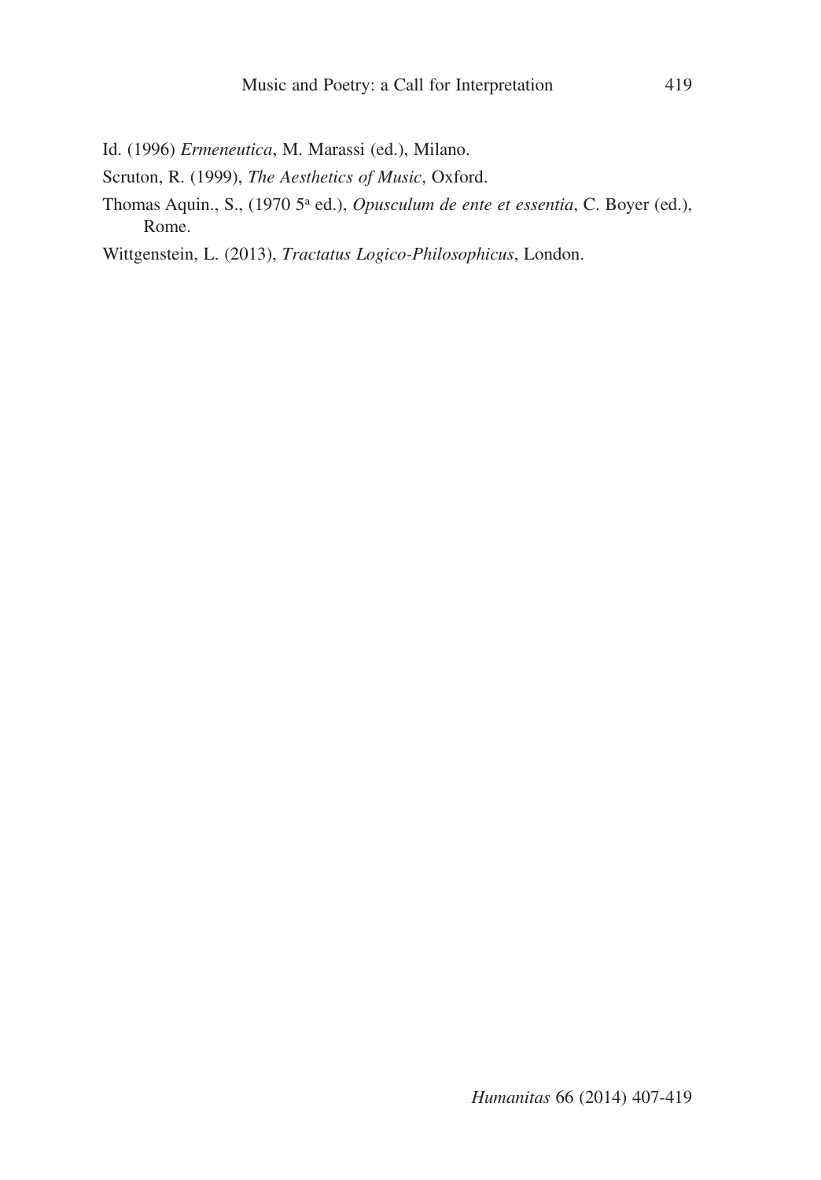Id. (1996) *Ermeneutica*, M. Marassi (ed.), Milano.

Scruton, R. (1999), *The Aesthetics of Music*, Oxford.

Thomas Aquin., S., (1970 5ª ed.), *Opusculum de ente et essentia*, C. Boyer (ed.), Rome.

Wittgenstein, L. (2013), *Tractatus Logico-Philosophicus*, London.